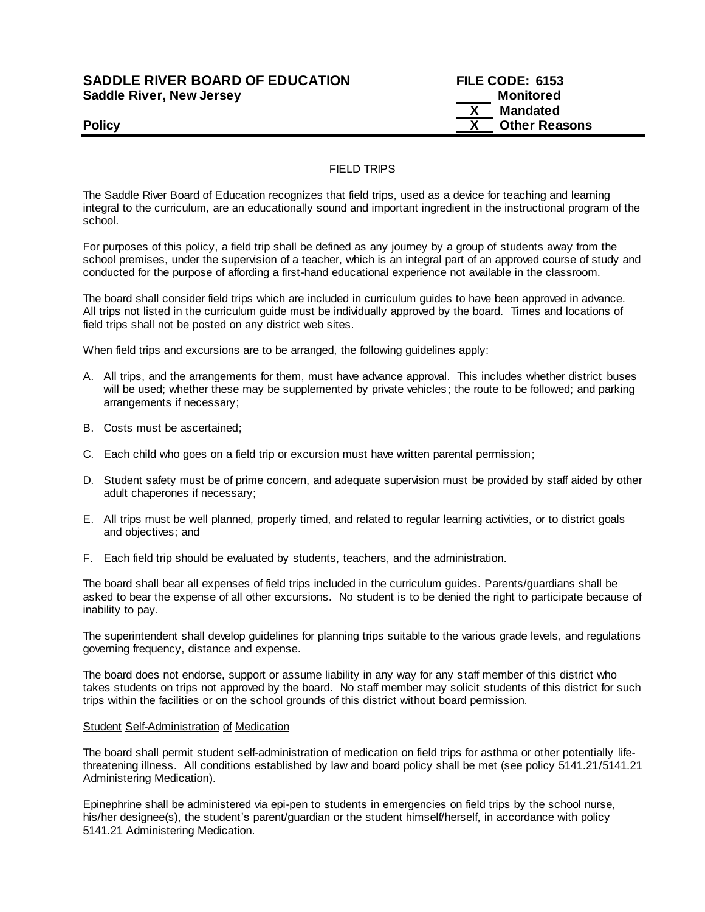**SADDLE RIVER BOARD OF EDUCATION** **FILE CODE: 6153**
**Saddle River, New Jersey**

_____ Monitored
__X__ Mandated
__X__ Other Reasons

**Policy**

## FIELD TRIPS

The Saddle River Board of Education recognizes that field trips, used as a device for teaching and learning integral to the curriculum, are an educationally sound and important ingredient in the instructional program of the school.

For purposes of this policy, a field trip shall be defined as any journey by a group of students away from the school premises, under the supervision of a teacher, which is an integral part of an approved course of study and conducted for the purpose of affording a first-hand educational experience not available in the classroom.

The board shall consider field trips which are included in curriculum guides to have been approved in advance. All trips not listed in the curriculum guide must be individually approved by the board. Times and locations of field trips shall not be posted on any district web sites.

When field trips and excursions are to be arranged, the following guidelines apply:

A. All trips, and the arrangements for them, must have advance approval. This includes whether district buses will be used; whether these may be supplemented by private vehicles; the route to be followed; and parking arrangements if necessary;

B. Costs must be ascertained;

C. Each child who goes on a field trip or excursion must have written parental permission;

D. Student safety must be of prime concern, and adequate supervision must be provided by staff aided by other adult chaperones if necessary;

E. All trips must be well planned, properly timed, and related to regular learning activities, or to district goals and objectives; and

F. Each field trip should be evaluated by students, teachers, and the administration.

The board shall bear all expenses of field trips included in the curriculum guides. Parents/guardians shall be asked to bear the expense of all other excursions. No student is to be denied the right to participate because of inability to pay.

The superintendent shall develop guidelines for planning trips suitable to the various grade levels, and regulations governing frequency, distance and expense.

The board does not endorse, support or assume liability in any way for any staff member of this district who takes students on trips not approved by the board. No staff member may solicit students of this district for such trips within the facilities or on the school grounds of this district without board permission.

### Student Self-Administration of Medication

The board shall permit student self-administration of medication on field trips for asthma or other potentially life-threatening illness. All conditions established by law and board policy shall be met (see policy 5141.21/5141.21 Administering Medication).

Epinephrine shall be administered via epi-pen to students in emergencies on field trips by the school nurse, his/her designee(s), the student's parent/guardian or the student himself/herself, in accordance with policy 5141.21 Administering Medication.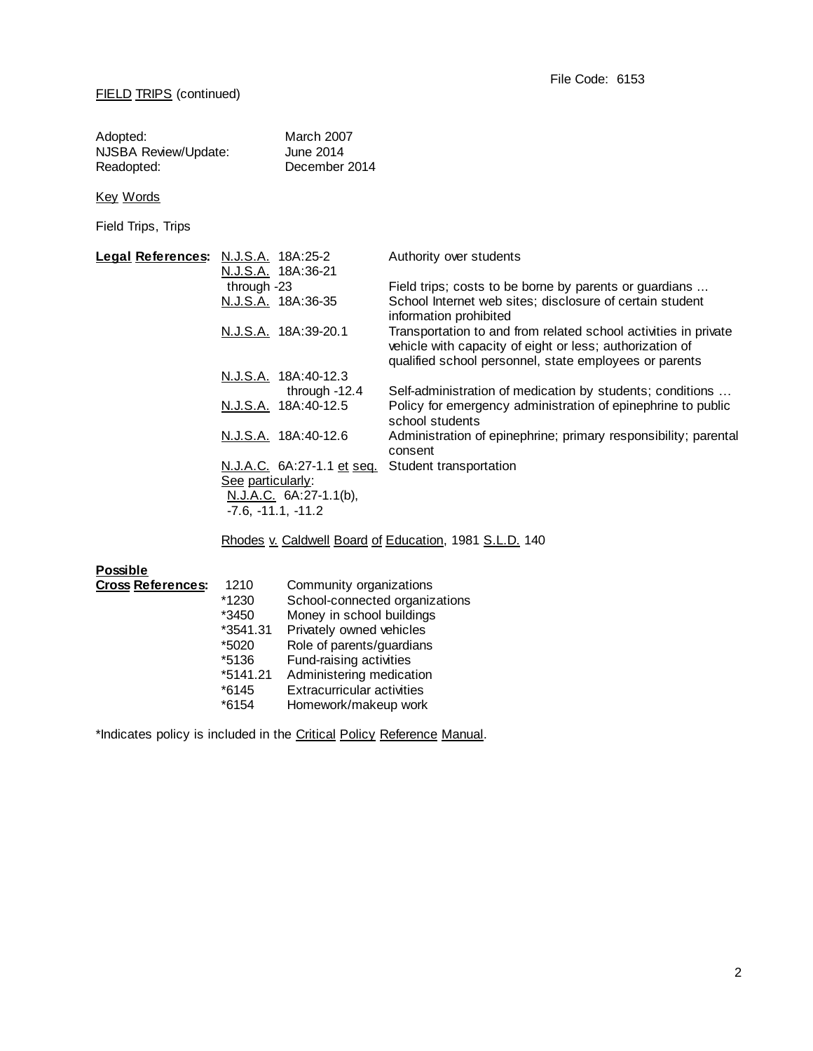File Code: 6153

FIELD TRIPS (continued)

| | |
|---|---|
| Adopted: | March 2007 |
| NJSBA Review/Update: | June 2014 |
| Readopted: | December 2014 |

Key Words

Field Trips, Trips

| | | |
|---|---|---|
| **Legal References:** | N.J.S.A. 18A:25-2 | Authority over students |
| | N.J.S.A. 18A:36-21 through -23 | Field trips; costs to be borne by parents or guardians … |
| | N.J.S.A. 18A:36-35 | School Internet web sites; disclosure of certain student information prohibited |
| | N.J.S.A. 18A:39-20.1 | Transportation to and from related school activities in private vehicle with capacity of eight or less; authorization of qualified school personnel, state employees or parents |
| | N.J.S.A. 18A:40-12.3 through -12.4 | Self-administration of medication by students; conditions … |
| | N.J.S.A. 18A:40-12.5 | Policy for emergency administration of epinephrine to public school students |
| | N.J.S.A. 18A:40-12.6 | Administration of epinephrine; primary responsibility; parental consent |
| | N.J.A.C. 6A:27-1.1 et seq. See particularly: N.J.A.C. 6A:27-1.1(b), -7.6, -11.1, -11.2 | Student transportation |
| | Rhodes v. Caldwell Board of Education, 1981 S.L.D. 140 | |

| | | |
|---|---|---|
| **Possible Cross References:** | 1210 | Community organizations |
| | *1230 | School-connected organizations |
| | *3450 | Money in school buildings |
| | *3541.31 | Privately owned vehicles |
| | *5020 | Role of parents/guardians |
| | *5136 | Fund-raising activities |
| | *5141.21 | Administering medication |
| | *6145 | Extracurricular activities |
| | *6154 | Homework/makeup work |

*Indicates policy is included in the Critical Policy Reference Manual.